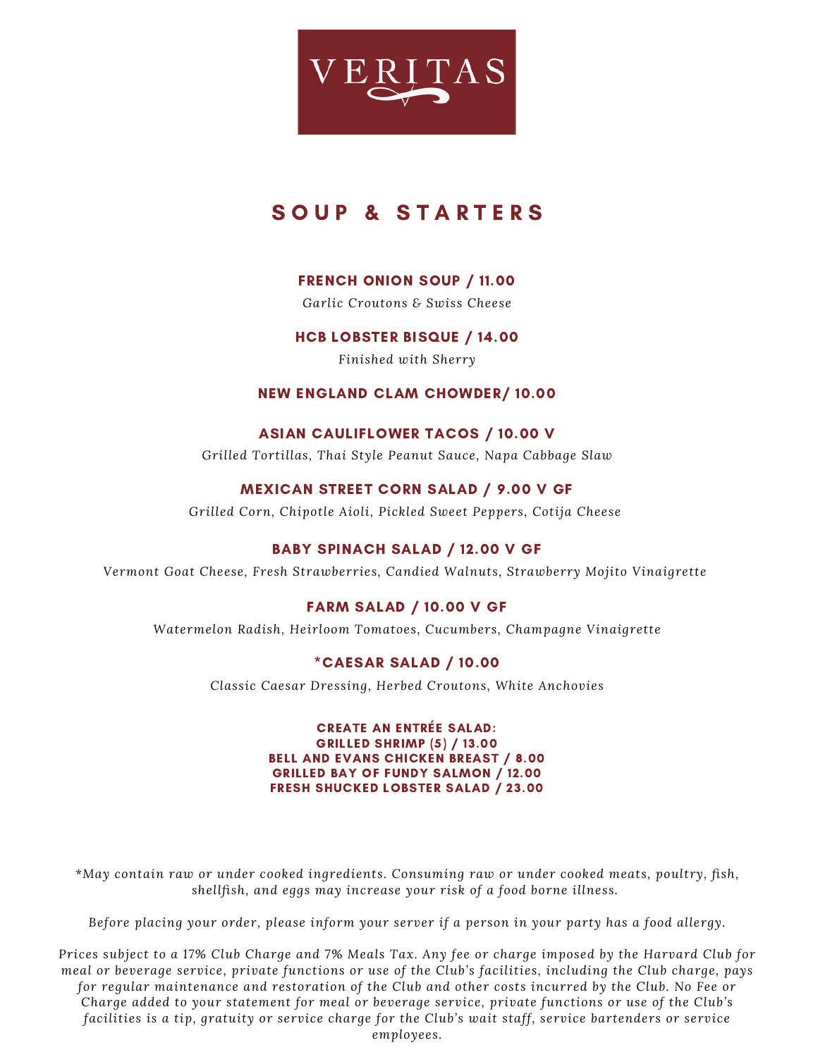# VERITAS

## SOUP & STARTERS

**FRENCH ONION SOUP / 11.00**

*Garlic Croutons & Swiss Cheese*

**HCB LOBSTER BISQUE / 14.00**

*Finished with Sherry*

**NEW ENGLAND CLAM CHOWDER/ 10.00**

**ASIAN CAULIFLOWER TACOS / 10.00 V**

*Grilled Tortillas, Thai Style Peanut Sauce, Napa Cabbage Slaw*

**MEXICAN STREET CORN SALAD / 9.00 V GF**

*Grilled Corn, Chipotle Aioli, Pickled Sweet Peppers, Cotija Cheese*

**BABY SPINACH SALAD / 12.00 V GF**

*Vermont Goat Cheese, Fresh Strawberries, Candied Walnuts, Strawberry Mojito Vinaigrette*

**FARM SALAD / 10.00 V GF**

*Watermelon Radish, Heirloom Tomatoes, Cucumbers, Champagne Vinaigrette*

**\*CAESAR SALAD / 10.00**

*Classic Caesar Dressing, Herbed Croutons, White Anchovies*

**CREATE AN ENTRÉE SALAD:**
**GRILLED SHRIMP (5) / 13.00**
**BELL AND EVANS CHICKEN BREAST / 8.00**
**GRILLED BAY OF FUNDY SALMON / 12.00**
**FRESH SHUCKED LOBSTER SALAD / 23.00**

*\*May contain raw or under cooked ingredients. Consuming raw or under cooked meats, poultry, fish, shellfish, and eggs may increase your risk of a food borne illness.*

*Before placing your order, please inform your server if a person in your party has a food allergy.*

*Prices subject to a 17% Club Charge and 7% Meals Tax. Any fee or charge imposed by the Harvard Club for meal or beverage service, private functions or use of the Club's facilities, including the Club charge, pays for regular maintenance and restoration of the Club and other costs incurred by the Club. No Fee or Charge added to your statement for meal or beverage service, private functions or use of the Club's facilities is a tip, gratuity or service charge for the Club's wait staff, service bartenders or service employees.*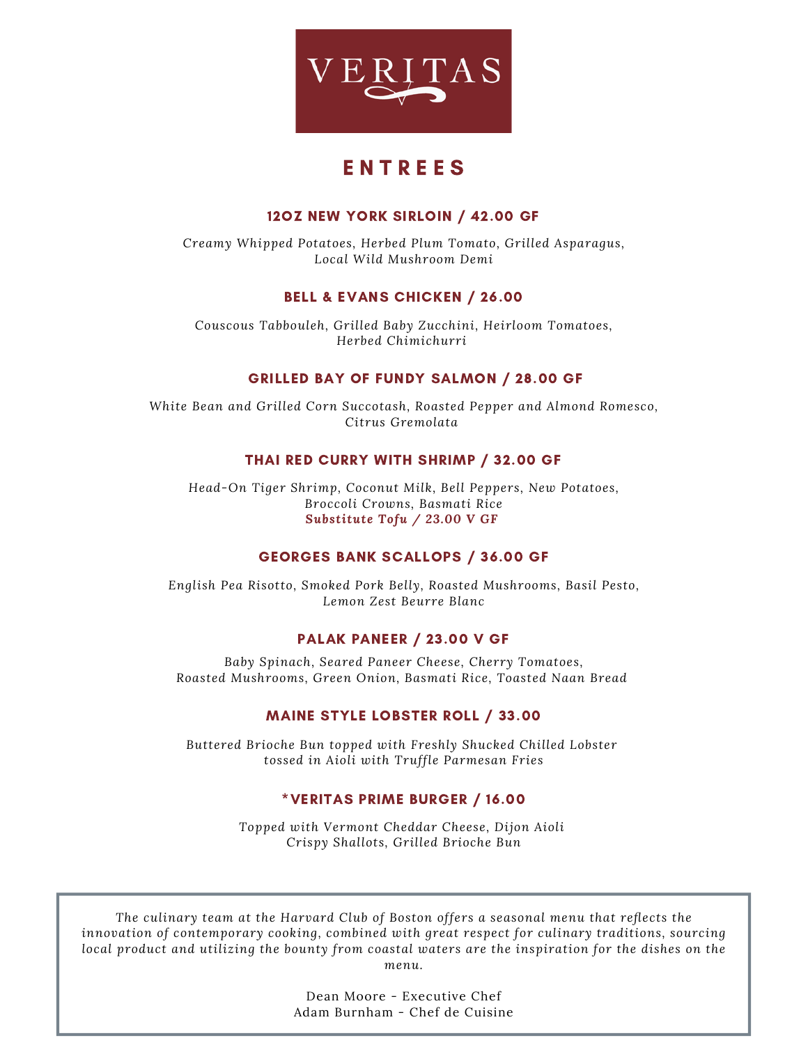# VERITAS

## ENTREES

### 12OZ NEW YORK SIRLOIN / 42.00 GF

*Creamy Whipped Potatoes, Herbed Plum Tomato, Grilled Asparagus, Local Wild Mushroom Demi*

### BELL & EVANS CHICKEN / 26.00

*Couscous Tabbouleh, Grilled Baby Zucchini, Heirloom Tomatoes, Herbed Chimichurri*

### GRILLED BAY OF FUNDY SALMON / 28.00 GF

*White Bean and Grilled Corn Succotash, Roasted Pepper and Almond Romesco, Citrus Gremolata*

### THAI RED CURRY WITH SHRIMP / 32.00 GF

*Head-On Tiger Shrimp, Coconut Milk, Bell Peppers, New Potatoes, Broccoli Crowns, Basmati Rice*
***Substitute Tofu / 23.00 V GF***

### GEORGES BANK SCALLOPS / 36.00 GF

*English Pea Risotto, Smoked Pork Belly, Roasted Mushrooms, Basil Pesto, Lemon Zest Beurre Blanc*

### PALAK PANEER / 23.00 V GF

*Baby Spinach, Seared Paneer Cheese, Cherry Tomatoes, Roasted Mushrooms, Green Onion, Basmati Rice, Toasted Naan Bread*

### MAINE STYLE LOBSTER ROLL / 33.00

*Buttered Brioche Bun topped with Freshly Shucked Chilled Lobster tossed in Aioli with Truffle Parmesan Fries*

### *VERITAS PRIME BURGER / 16.00

*Topped with Vermont Cheddar Cheese, Dijon Aioli Crispy Shallots, Grilled Brioche Bun*

---

*The culinary team at the Harvard Club of Boston offers a seasonal menu that reflects the innovation of contemporary cooking, combined with great respect for culinary traditions, sourcing local product and utilizing the bounty from coastal waters are the inspiration for the dishes on the menu.*

Dean Moore - Executive Chef
Adam Burnham - Chef de Cuisine